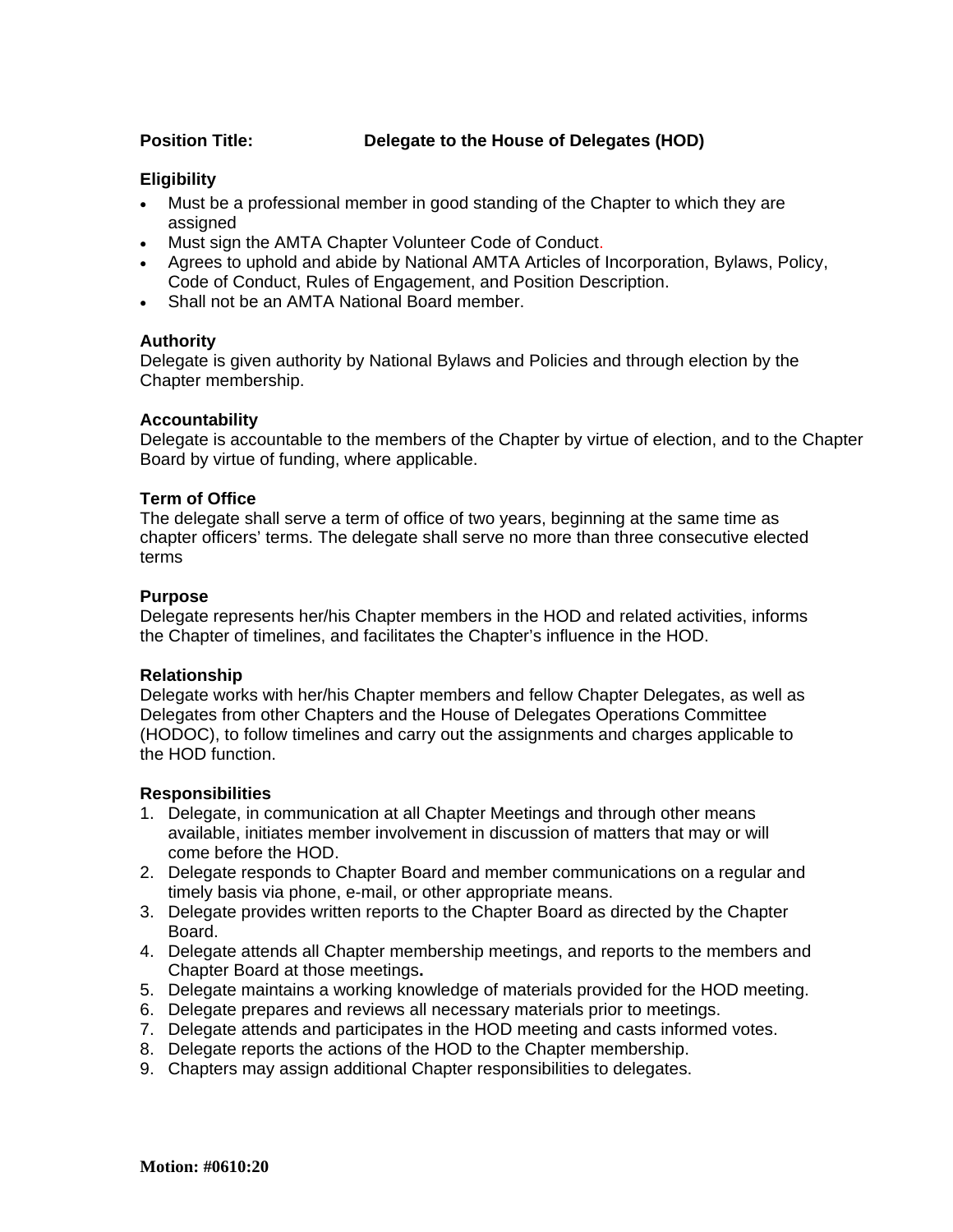**Position Title:** **Delegate to the House of Delegates (HOD)**

**Eligibility**

- Must be a professional member in good standing of the Chapter to which they are assigned
- Must sign the AMTA Chapter Volunteer Code of Conduct.
- Agrees to uphold and abide by National AMTA Articles of Incorporation, Bylaws, Policy, Code of Conduct, Rules of Engagement, and Position Description.
- Shall not be an AMTA National Board member.

**Authority**

Delegate is given authority by National Bylaws and Policies and through election by the Chapter membership.

**Accountability**

Delegate is accountable to the members of the Chapter by virtue of election, and to the Chapter Board by virtue of funding, where applicable.

**Term of Office**

The delegate shall serve a term of office of two years, beginning at the same time as chapter officers' terms. The delegate shall serve no more than three consecutive elected terms

**Purpose**

Delegate represents her/his Chapter members in the HOD and related activities, informs the Chapter of timelines, and facilitates the Chapter's influence in the HOD.

**Relationship**

Delegate works with her/his Chapter members and fellow Chapter Delegates, as well as Delegates from other Chapters and the House of Delegates Operations Committee (HODOC), to follow timelines and carry out the assignments and charges applicable to the HOD function.

**Responsibilities**

1. Delegate, in communication at all Chapter Meetings and through other means available, initiates member involvement in discussion of matters that may or will come before the HOD.
2. Delegate responds to Chapter Board and member communications on a regular and timely basis via phone, e-mail, or other appropriate means.
3. Delegate provides written reports to the Chapter Board as directed by the Chapter Board.
4. Delegate attends all Chapter membership meetings, and reports to the members and Chapter Board at those meetings.
5. Delegate maintains a working knowledge of materials provided for the HOD meeting.
6. Delegate prepares and reviews all necessary materials prior to meetings.
7. Delegate attends and participates in the HOD meeting and casts informed votes.
8. Delegate reports the actions of the HOD to the Chapter membership.
9. Chapters may assign additional Chapter responsibilities to delegates.

**Motion: #0610:20**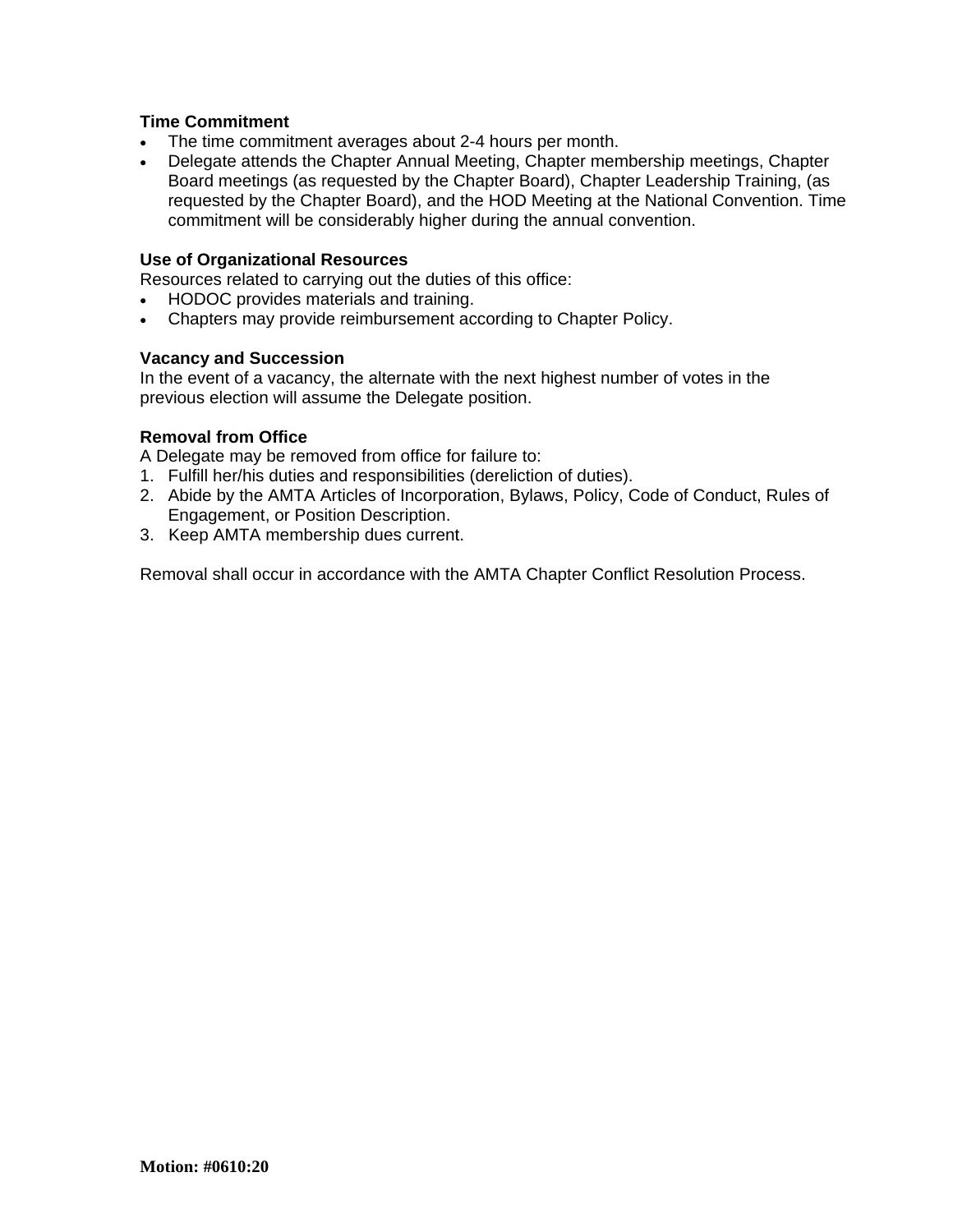**Time Commitment**

- The time commitment averages about 2-4 hours per month.
- Delegate attends the Chapter Annual Meeting, Chapter membership meetings, Chapter Board meetings (as requested by the Chapter Board), Chapter Leadership Training, (as requested by the Chapter Board), and the HOD Meeting at the National Convention. Time commitment will be considerably higher during the annual convention.

**Use of Organizational Resources**

Resources related to carrying out the duties of this office:

- HODOC provides materials and training.
- Chapters may provide reimbursement according to Chapter Policy.

**Vacancy and Succession**

In the event of a vacancy, the alternate with the next highest number of votes in the previous election will assume the Delegate position.

**Removal from Office**

A Delegate may be removed from office for failure to:

1. Fulfill her/his duties and responsibilities (dereliction of duties).
2. Abide by the AMTA Articles of Incorporation, Bylaws, Policy, Code of Conduct, Rules of Engagement, or Position Description.
3. Keep AMTA membership dues current.

Removal shall occur in accordance with the AMTA Chapter Conflict Resolution Process.

**Motion: #0610:20**